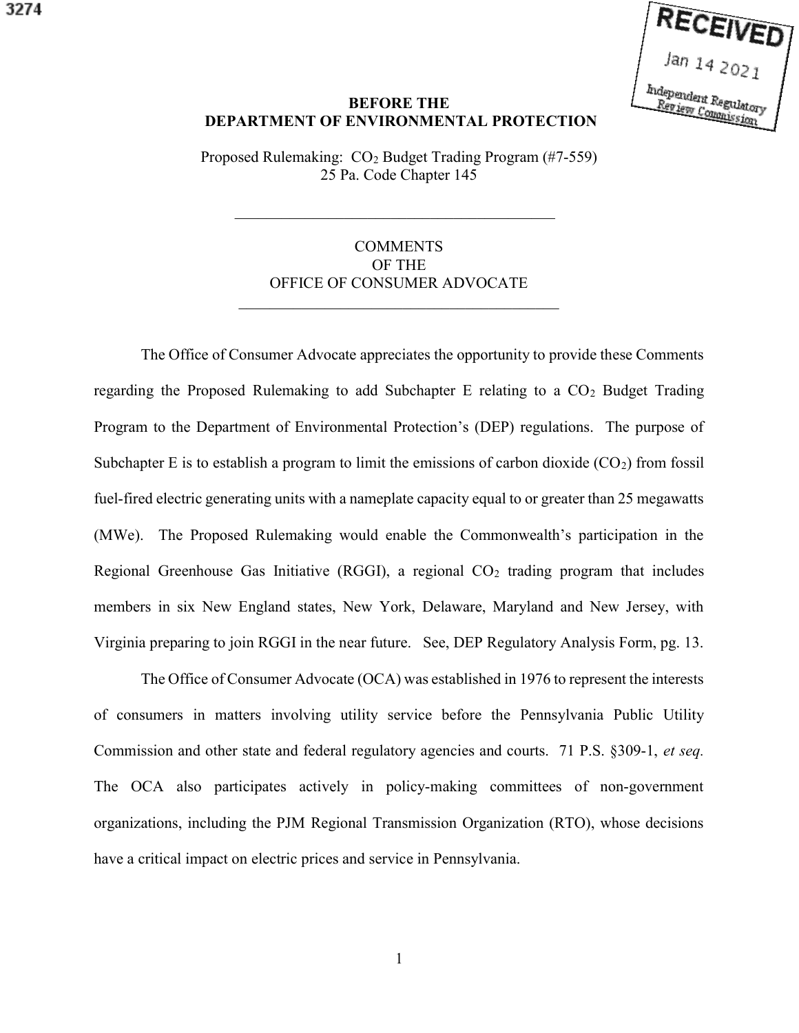3274

RECEIVED
Jan 14 2021
Independent Regulatory Review Commission

**BEFORE THE**
**DEPARTMENT OF ENVIRONMENTAL PROTECTION**

Proposed Rulemaking: $CO_2$ Budget Trading Program (#7-559)
25 Pa. Code Chapter 145

---

COMMENTS
OF THE
OFFICE OF CONSUMER ADVOCATE

---

The Office of Consumer Advocate appreciates the opportunity to provide these Comments regarding the Proposed Rulemaking to add Subchapter E relating to a $CO_2$ Budget Trading Program to the Department of Environmental Protection's (DEP) regulations. The purpose of Subchapter E is to establish a program to limit the emissions of carbon dioxide ($CO_2$) from fossil fuel-fired electric generating units with a nameplate capacity equal to or greater than 25 megawatts (MWe). The Proposed Rulemaking would enable the Commonwealth's participation in the Regional Greenhouse Gas Initiative (RGGI), a regional $CO_2$ trading program that includes members in six New England states, New York, Delaware, Maryland and New Jersey, with Virginia preparing to join RGGI in the near future. See, DEP Regulatory Analysis Form, pg. 13.

The Office of Consumer Advocate (OCA) was established in 1976 to represent the interests of consumers in matters involving utility service before the Pennsylvania Public Utility Commission and other state and federal regulatory agencies and courts. 71 P.S. §309-1, *et seq.* The OCA also participates actively in policy-making committees of non-government organizations, including the PJM Regional Transmission Organization (RTO), whose decisions have a critical impact on electric prices and service in Pennsylvania.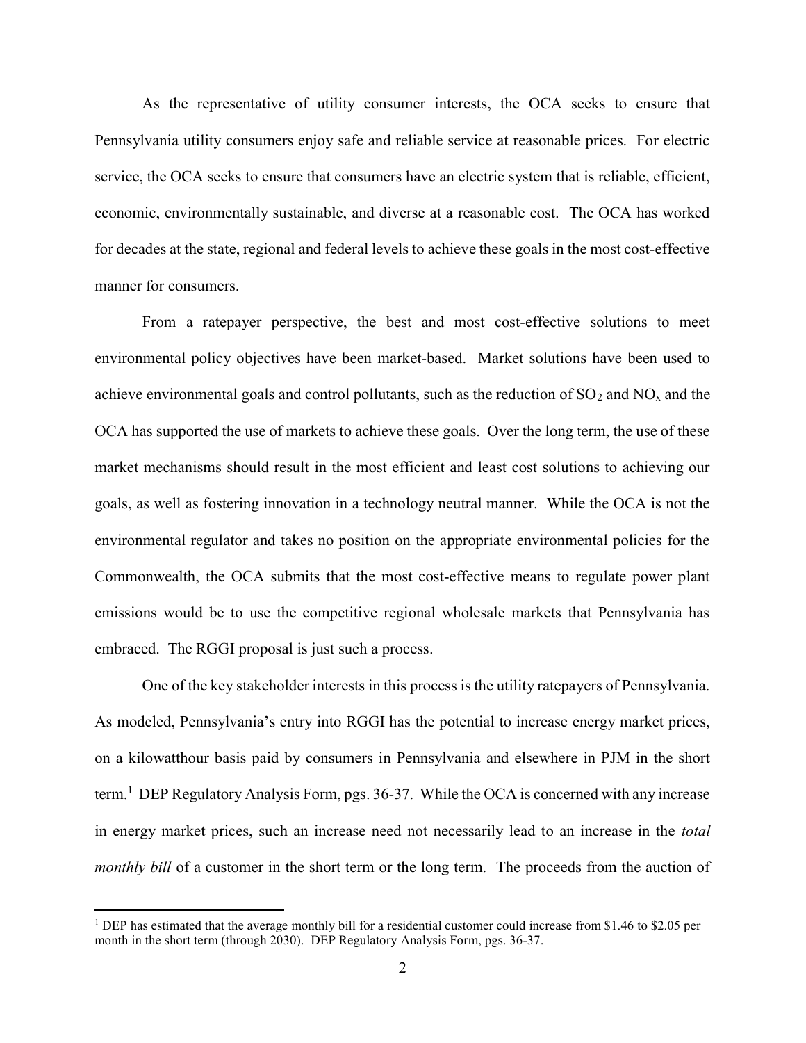As the representative of utility consumer interests, the OCA seeks to ensure that Pennsylvania utility consumers enjoy safe and reliable service at reasonable prices. For electric service, the OCA seeks to ensure that consumers have an electric system that is reliable, efficient, economic, environmentally sustainable, and diverse at a reasonable cost. The OCA has worked for decades at the state, regional and federal levels to achieve these goals in the most cost-effective manner for consumers.

From a ratepayer perspective, the best and most cost-effective solutions to meet environmental policy objectives have been market-based. Market solutions have been used to achieve environmental goals and control pollutants, such as the reduction of $SO_2$ and $NO_x$ and the OCA has supported the use of markets to achieve these goals. Over the long term, the use of these market mechanisms should result in the most efficient and least cost solutions to achieving our goals, as well as fostering innovation in a technology neutral manner. While the OCA is not the environmental regulator and takes no position on the appropriate environmental policies for the Commonwealth, the OCA submits that the most cost-effective means to regulate power plant emissions would be to use the competitive regional wholesale markets that Pennsylvania has embraced. The RGGI proposal is just such a process.

One of the key stakeholder interests in this process is the utility ratepayers of Pennsylvania. As modeled, Pennsylvania's entry into RGGI has the potential to increase energy market prices, on a kilowatthour basis paid by consumers in Pennsylvania and elsewhere in PJM in the short term.[1] DEP Regulatory Analysis Form, pgs. 36-37. While the OCA is concerned with any increase in energy market prices, such an increase need not necessarily lead to an increase in the *total monthly bill* of a customer in the short term or the long term. The proceeds from the auction of

[1] DEP has estimated that the average monthly bill for a residential customer could increase from $1.46 to $2.05 per month in the short term (through 2030). DEP Regulatory Analysis Form, pgs. 36-37.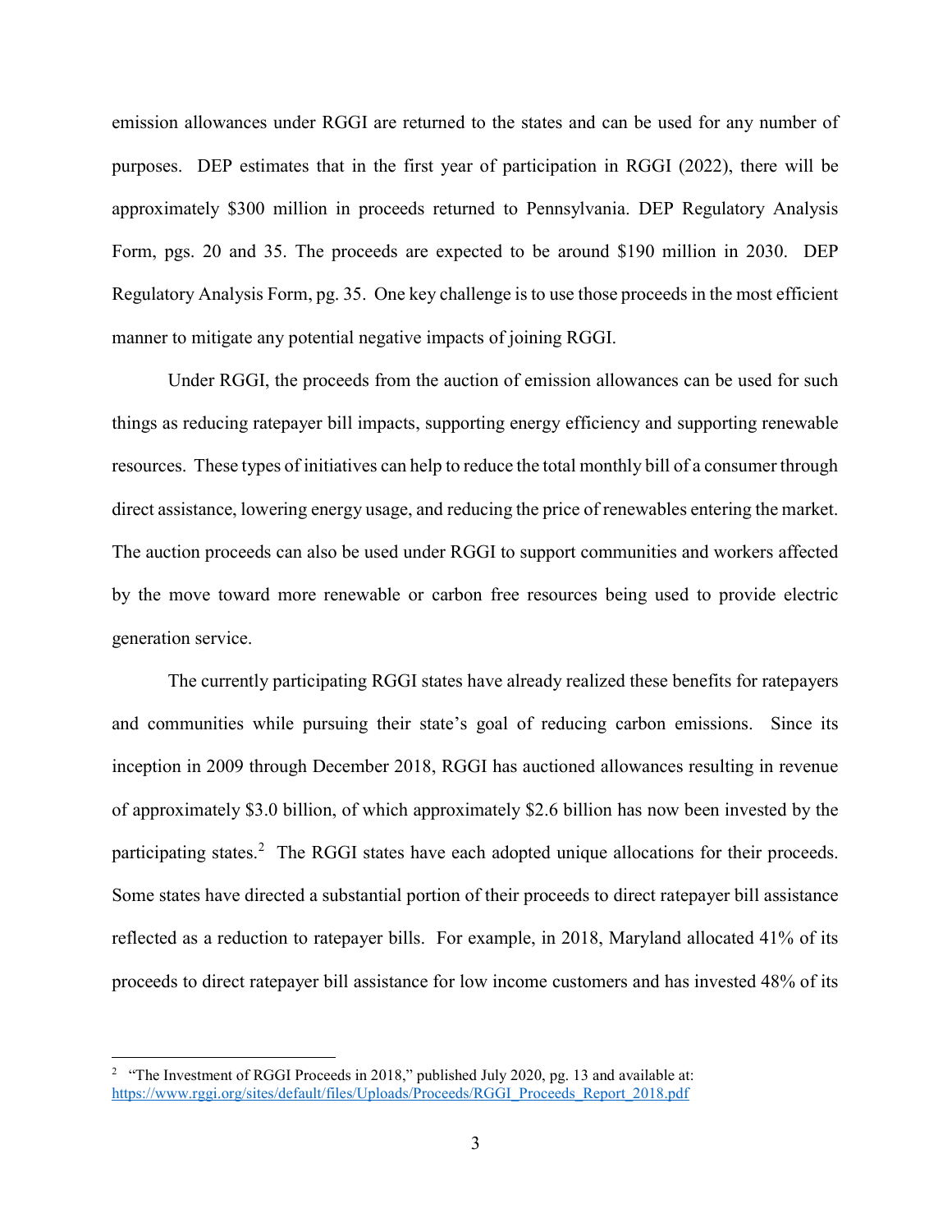emission allowances under RGGI are returned to the states and can be used for any number of purposes. DEP estimates that in the first year of participation in RGGI (2022), there will be approximately $300 million in proceeds returned to Pennsylvania. DEP Regulatory Analysis Form, pgs. 20 and 35. The proceeds are expected to be around $190 million in 2030. DEP Regulatory Analysis Form, pg. 35. One key challenge is to use those proceeds in the most efficient manner to mitigate any potential negative impacts of joining RGGI.

Under RGGI, the proceeds from the auction of emission allowances can be used for such things as reducing ratepayer bill impacts, supporting energy efficiency and supporting renewable resources. These types of initiatives can help to reduce the total monthly bill of a consumer through direct assistance, lowering energy usage, and reducing the price of renewables entering the market. The auction proceeds can also be used under RGGI to support communities and workers affected by the move toward more renewable or carbon free resources being used to provide electric generation service.

The currently participating RGGI states have already realized these benefits for ratepayers and communities while pursuing their state's goal of reducing carbon emissions. Since its inception in 2009 through December 2018, RGGI has auctioned allowances resulting in revenue of approximately $3.0 billion, of which approximately $2.6 billion has now been invested by the participating states.[2] The RGGI states have each adopted unique allocations for their proceeds. Some states have directed a substantial portion of their proceeds to direct ratepayer bill assistance reflected as a reduction to ratepayer bills. For example, in 2018, Maryland allocated 41% of its proceeds to direct ratepayer bill assistance for low income customers and has invested 48% of its

---

[2] "The Investment of RGGI Proceeds in 2018," published July 2020, pg. 13 and available at: https://www.rggi.org/sites/default/files/Uploads/Proceeds/RGGI_Proceeds_Report_2018.pdf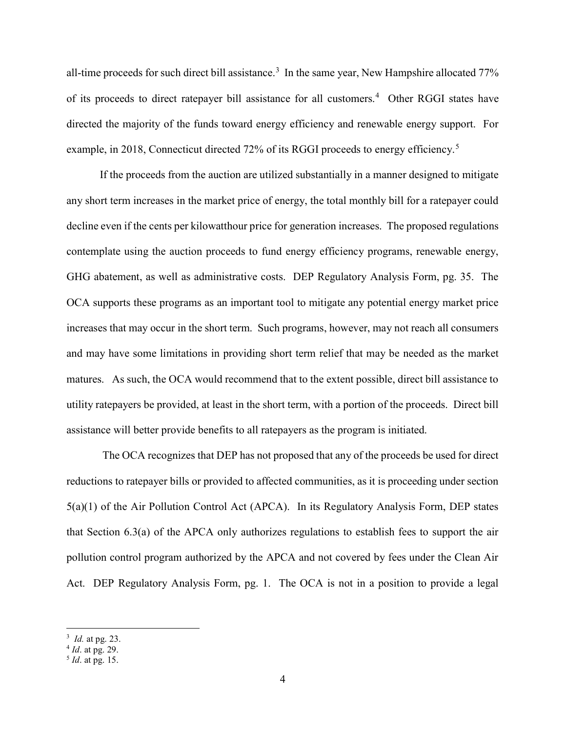all-time proceeds for such direct bill assistance.[3] In the same year, New Hampshire allocated 77% of its proceeds to direct ratepayer bill assistance for all customers.[4] Other RGGI states have directed the majority of the funds toward energy efficiency and renewable energy support. For example, in 2018, Connecticut directed 72% of its RGGI proceeds to energy efficiency.[5]

If the proceeds from the auction are utilized substantially in a manner designed to mitigate any short term increases in the market price of energy, the total monthly bill for a ratepayer could decline even if the cents per kilowatthour price for generation increases. The proposed regulations contemplate using the auction proceeds to fund energy efficiency programs, renewable energy, GHG abatement, as well as administrative costs. DEP Regulatory Analysis Form, pg. 35. The OCA supports these programs as an important tool to mitigate any potential energy market price increases that may occur in the short term. Such programs, however, may not reach all consumers and may have some limitations in providing short term relief that may be needed as the market matures. As such, the OCA would recommend that to the extent possible, direct bill assistance to utility ratepayers be provided, at least in the short term, with a portion of the proceeds. Direct bill assistance will better provide benefits to all ratepayers as the program is initiated.

The OCA recognizes that DEP has not proposed that any of the proceeds be used for direct reductions to ratepayer bills or provided to affected communities, as it is proceeding under section 5(a)(1) of the Air Pollution Control Act (APCA). In its Regulatory Analysis Form, DEP states that Section 6.3(a) of the APCA only authorizes regulations to establish fees to support the air pollution control program authorized by the APCA and not covered by fees under the Clean Air Act. DEP Regulatory Analysis Form, pg. 1. The OCA is not in a position to provide a legal

---

[3] *Id.* at pg. 23.

[4] *Id*. at pg. 29.

[5] *Id*. at pg. 15.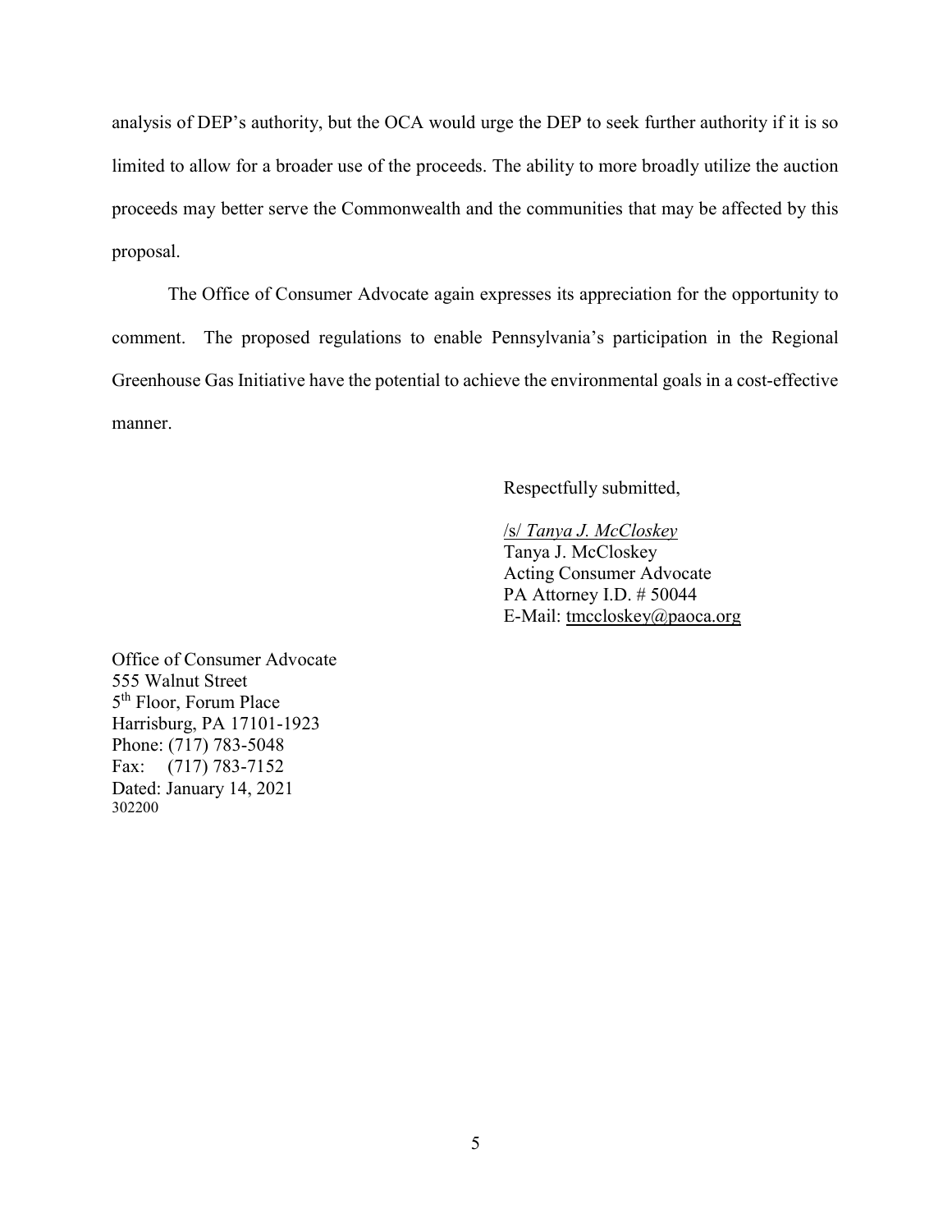analysis of DEP's authority, but the OCA would urge the DEP to seek further authority if it is so limited to allow for a broader use of the proceeds. The ability to more broadly utilize the auction proceeds may better serve the Commonwealth and the communities that may be affected by this proposal.

The Office of Consumer Advocate again expresses its appreciation for the opportunity to comment. The proposed regulations to enable Pennsylvania's participation in the Regional Greenhouse Gas Initiative have the potential to achieve the environmental goals in a cost-effective manner.

Respectfully submitted,

/s/ *Tanya J. McCloskey*
Tanya J. McCloskey
Acting Consumer Advocate
PA Attorney I.D. # 50044
E-Mail: tmccloskey@paoca.org

Office of Consumer Advocate
555 Walnut Street
5th Floor, Forum Place
Harrisburg, PA 17101-1923
Phone: (717) 783-5048
Fax: (717) 783-7152
Dated: January 14, 2021
302200